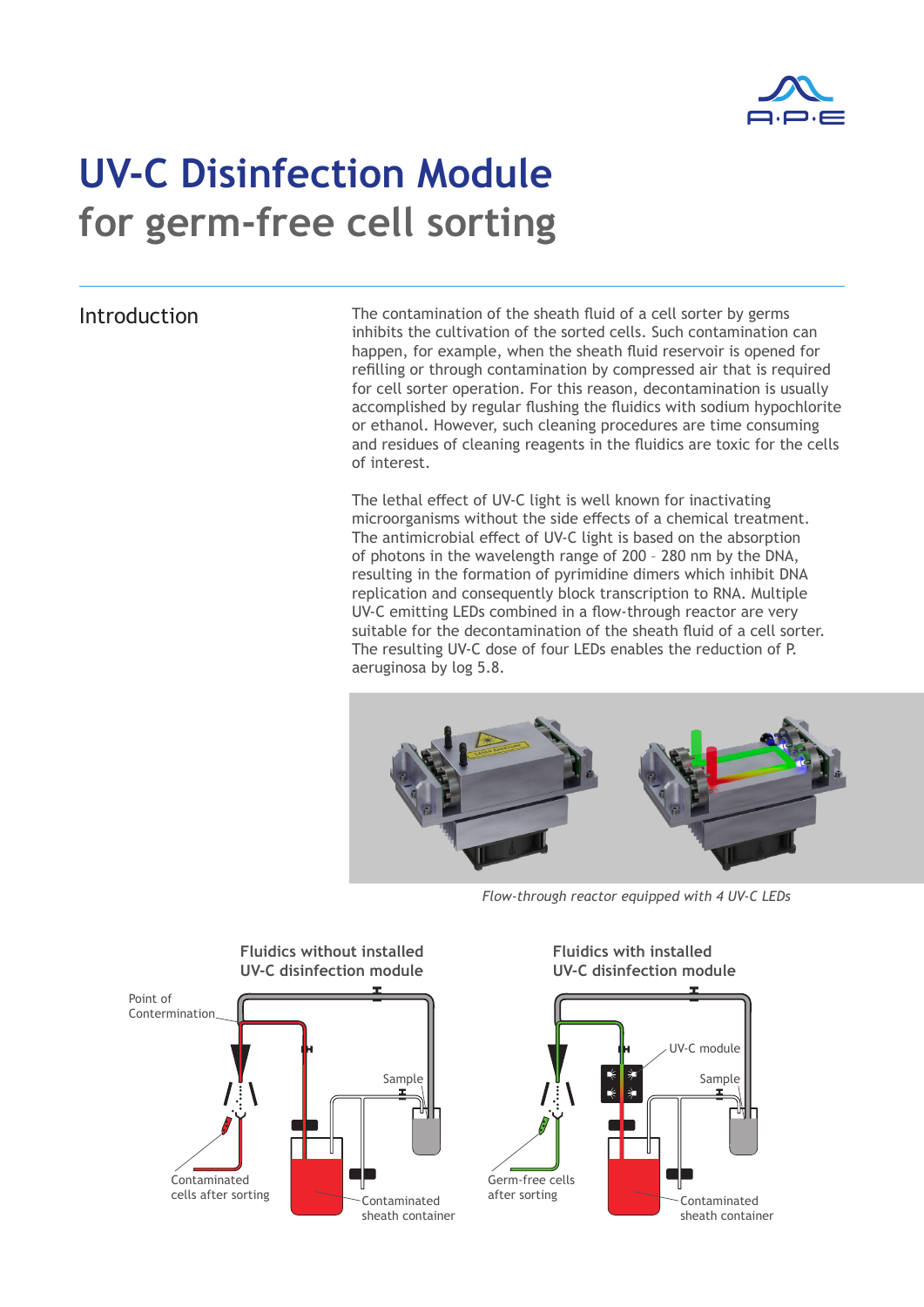# UV-C Disinfection Module
## for germ-free cell sorting

### Introduction

The contamination of the sheath fluid of a cell sorter by germs inhibits the cultivation of the sorted cells. Such contamination can happen, for example, when the sheath fluid reservoir is opened for refilling or through contamination by compressed air that is required for cell sorter operation. For this reason, decontamination is usually accomplished by regular flushing the fluidics with sodium hypochlorite or ethanol. However, such cleaning procedures are time consuming and residues of cleaning reagents in the fluidics are toxic for the cells of interest.

The lethal effect of UV-C light is well known for inactivating microorganisms without the side effects of a chemical treatment. The antimicrobial effect of UV-C light is based on the absorption of photons in the wavelength range of 200 – 280 nm by the DNA, resulting in the formation of pyrimidine dimers which inhibit DNA replication and consequently block transcription to RNA. Multiple UV-C emitting LEDs combined in a flow-through reactor are very suitable for the decontamination of the sheath fluid of a cell sorter. The resulting UV-C dose of four LEDs enables the reduction of P. aeruginosa by log 5.8.

*Flow-through reactor equipped with 4 UV-C LEDs*

**Fluidics without installed UV-C disinfection module**

Point of Contermination

Sample

Contaminated cells after sorting

Contaminated sheath container

**Fluidics with installed UV-C disinfection module**

UV-C module

Sample

Germ-free cells after sorting

Contaminated sheath container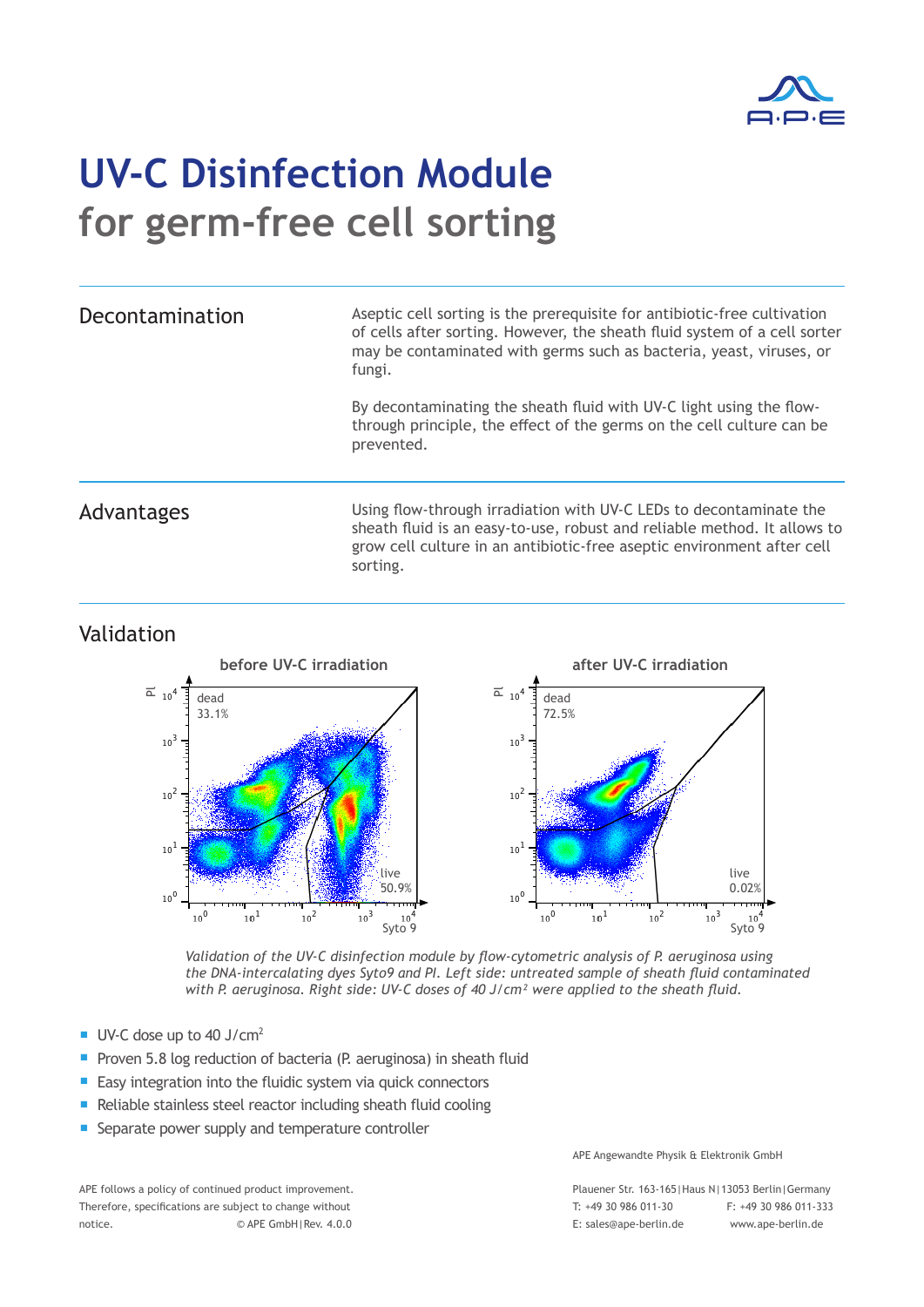# UV-C Disinfection Module

## for germ-free cell sorting

## Decontamination

Aseptic cell sorting is the prerequisite for antibiotic-free cultivation of cells after sorting. However, the sheath fluid system of a cell sorter may be contaminated with germs such as bacteria, yeast, viruses, or fungi.

By decontaminating the sheath fluid with UV-C light using the flow-through principle, the effect of the germs on the cell culture can be prevented.

## Advantages

Using flow-through irradiation with UV-C LEDs to decontaminate the sheath fluid is an easy-to-use, robust and reliable method. It allows to grow cell culture in an antibiotic-free aseptic environment after cell sorting.

## Validation

**before UV-C irradiation**

PI

dead
33.1%

live
50.9%

Syto 9

**after UV-C irradiation**

PI

dead
72.5%

live
0.02%

Syto 9

*Validation of the UV-C disinfection module by flow-cytometric analysis of P. aeruginosa using the DNA-intercalating dyes Syto9 and PI. Left side: untreated sample of sheath fluid contaminated with P. aeruginosa. Right side: UV-C doses of 40 J/cm² were applied to the sheath fluid.*

- UV-C dose up to 40 J/cm²
- Proven 5.8 log reduction of bacteria (P. aeruginosa) in sheath fluid
- Easy integration into the fluidic system via quick connectors
- Reliable stainless steel reactor including sheath fluid cooling
- Separate power supply and temperature controller

APE follows a policy of continued product improvement. Therefore, specifications are subject to change without notice. © APE GmbH | Rev. 4.0.0

APE Angewandte Physik & Elektronik GmbH

Plauener Str. 163-165 | Haus N | 13053 Berlin | Germany
T: +49 30 986 011-30 F: +49 30 986 011-333
E: sales@ape-berlin.de www.ape-berlin.de